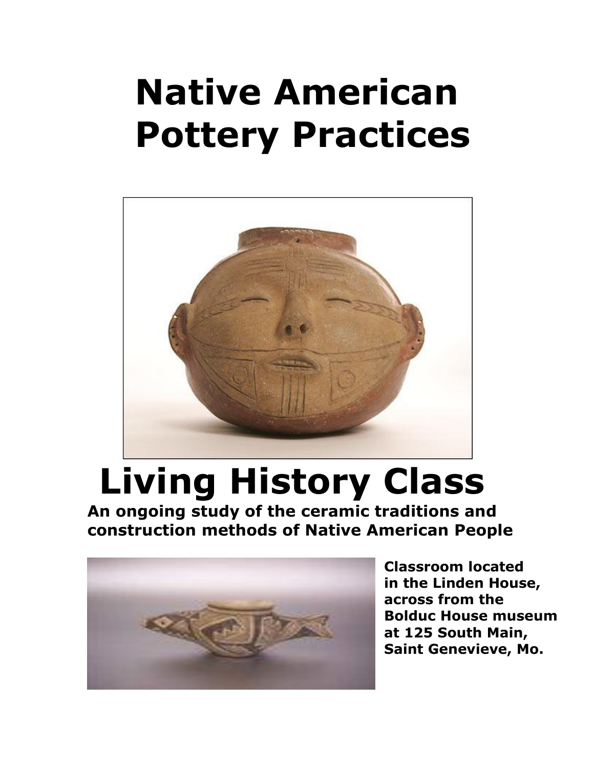# Native American Pottery Practices

# Living History Class

**An ongoing study of the ceramic traditions and construction methods of Native American People**

**Classroom located in the Linden House, across from the Bolduc House museum at 125 South Main, Saint Genevieve, Mo.**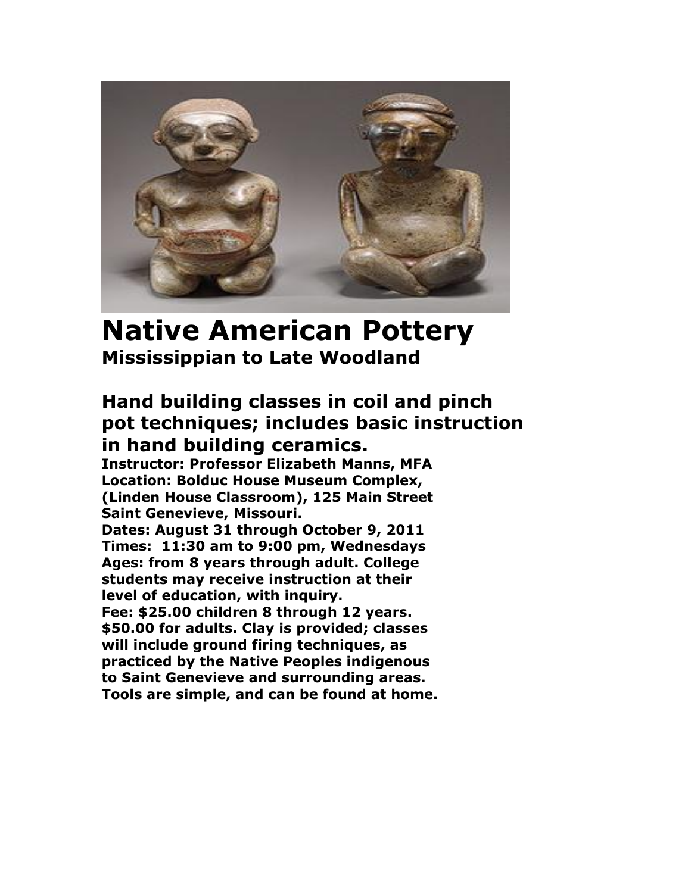# Native American Pottery

## Mississippian to Late Woodland

### Hand building classes in coil and pinch pot techniques; includes basic instruction in hand building ceramics.

**Instructor: Professor Elizabeth Manns, MFA**
**Location: Bolduc House Museum Complex, (Linden House Classroom), 125 Main Street Saint Genevieve, Missouri.**
**Dates: August 31 through October 9, 2011**
**Times: 11:30 am to 9:00 pm, Wednesdays**
**Ages: from 8 years through adult. College students may receive instruction at their level of education, with inquiry.**
**Fee: $25.00 children 8 through 12 years. $50.00 for adults. Clay is provided; classes will include ground firing techniques, as practiced by the Native Peoples indigenous to Saint Genevieve and surrounding areas. Tools are simple, and can be found at home.**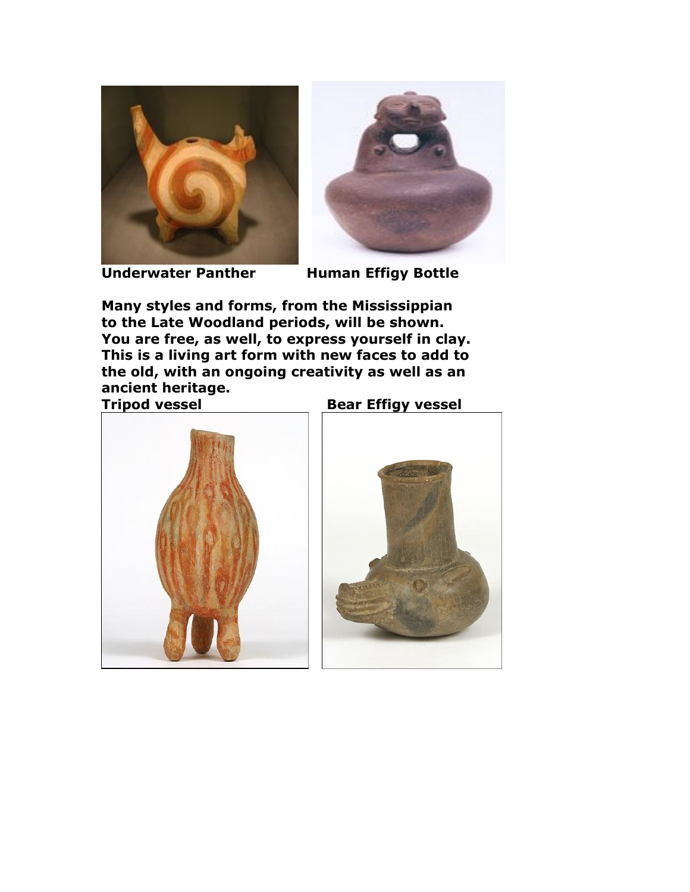**Underwater Panther** **Human Effigy Bottle**

**Many styles and forms, from the Mississippian to the Late Woodland periods, will be shown. You are free, as well, to express yourself in clay. This is a living art form with new faces to add to the old, with an ongoing creativity as well as an ancient heritage.**

**Tripod vessel** **Bear Effigy vessel**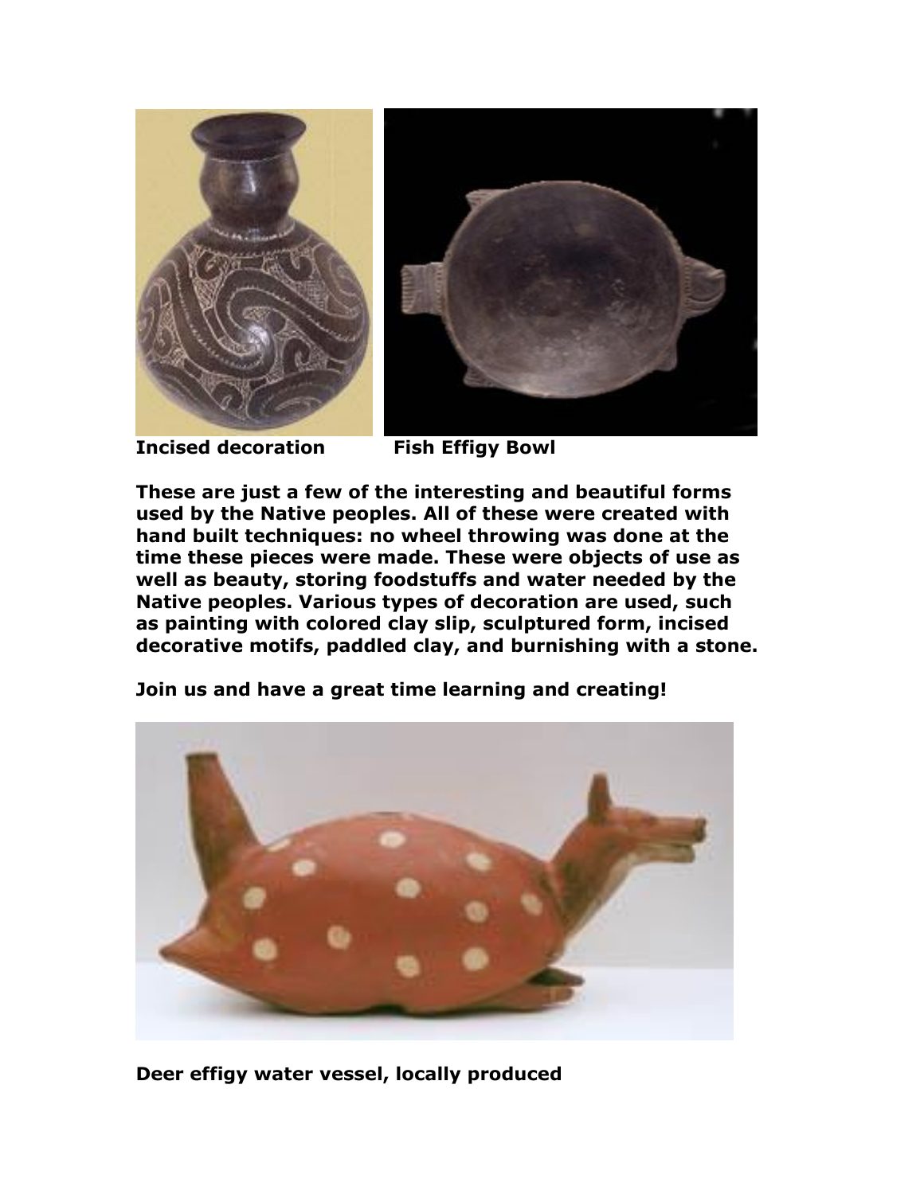**Incised decoration** **Fish Effigy Bowl**

**These are just a few of the interesting and beautiful forms used by the Native peoples. All of these were created with hand built techniques: no wheel throwing was done at the time these pieces were made. These were objects of use as well as beauty, storing foodstuffs and water needed by the Native peoples. Various types of decoration are used, such as painting with colored clay slip, sculptured form, incised decorative motifs, paddled clay, and burnishing with a stone.**

**Join us and have a great time learning and creating!**

**Deer effigy water vessel, locally produced**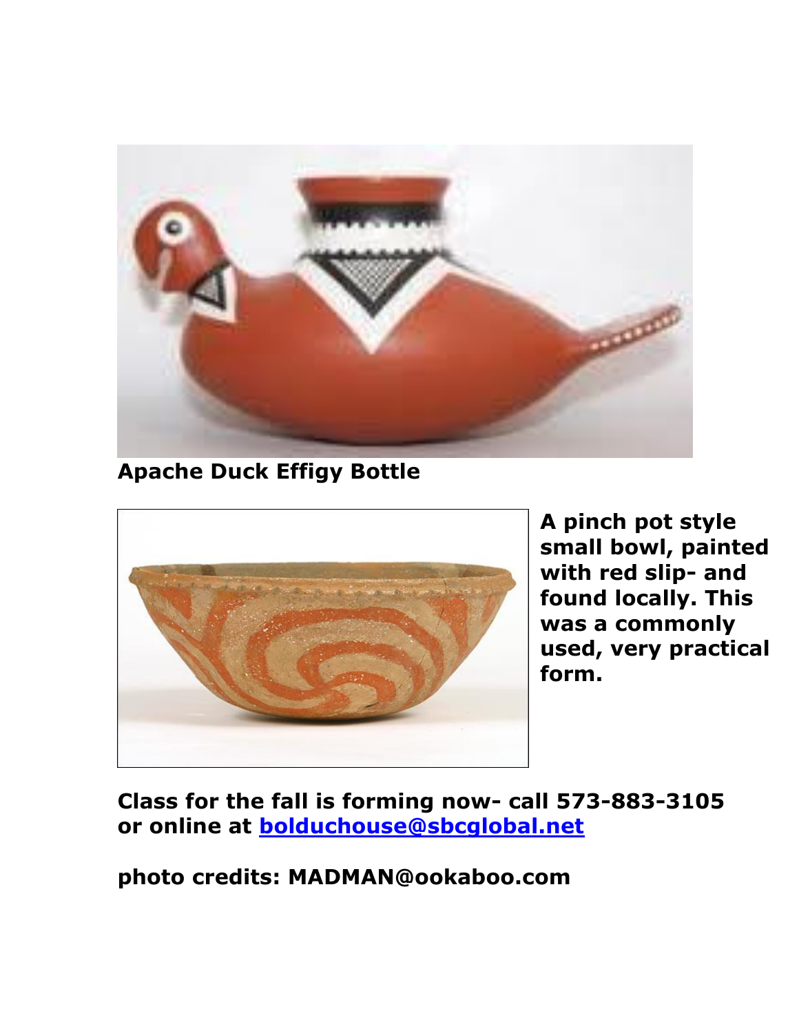**Apache Duck Effigy Bottle**

**A pinch pot style small bowl, painted with red slip- and found locally. This was a commonly used, very practical form.**

**Class for the fall is forming now- call 573-883-3105 or online at [bolduchouse@sbcglobal.net](mailto:bolduchouse@sbcglobal.net)**

**photo credits: MADMAN@ookaboo.com**